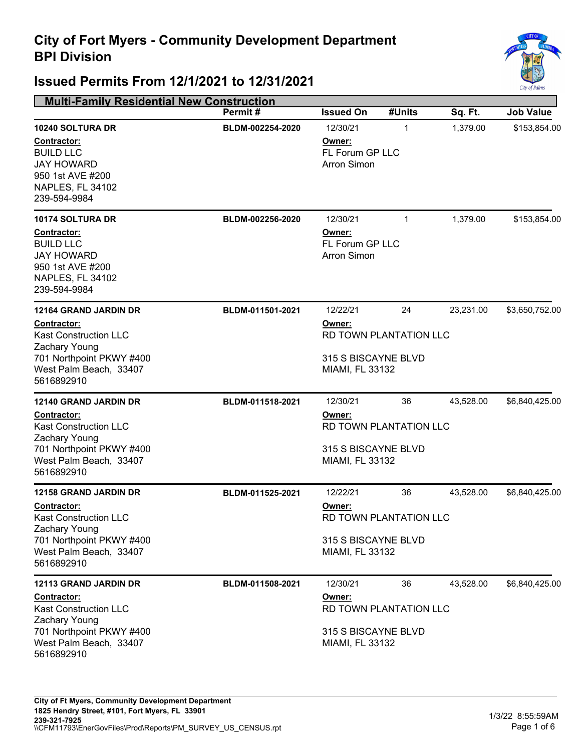# City of Fort Myers - Community Development Department
# BPI Division

## Issued Permits From 12/1/2021 to 12/31/2021

### Multi-Family Residential New Construction

| | Permit # | Issued On | #Units | Sq. Ft. | Job Value |
|---|---|---|---|---|---|
| **10240 SOLTURA DR** | BLDM-002254-2020 | 12/30/21 | 1 | 1,379.00 | $153,854.00 |
| **Contractor:** BUILD LLC, JAY HOWARD, 950 1st AVE #200, NAPLES, FL 34102, 239-594-9984 | | **Owner:** FL Forum GP LLC, Arron Simon | | | |
| **10174 SOLTURA DR** | BLDM-002256-2020 | 12/30/21 | 1 | 1,379.00 | $153,854.00 |
| **Contractor:** BUILD LLC, JAY HOWARD, 950 1st AVE #200, NAPLES, FL 34102, 239-594-9984 | | **Owner:** FL Forum GP LLC, Arron Simon | | | |
| **12164 GRAND JARDIN DR** | BLDM-011501-2021 | 12/22/21 | 24 | 23,231.00 | $3,650,752.00 |
| **Contractor:** Kast Construction LLC, Zachary Young, 701 Northpoint PKWY #400, West Palm Beach, 33407, 5616892910 | | **Owner:** RD TOWN PLANTATION LLC, 315 S BISCAYNE BLVD, MIAMI, FL 33132 | | | |
| **12140 GRAND JARDIN DR** | BLDM-011518-2021 | 12/30/21 | 36 | 43,528.00 | $6,840,425.00 |
| **Contractor:** Kast Construction LLC, Zachary Young, 701 Northpoint PKWY #400, West Palm Beach, 33407, 5616892910 | | **Owner:** RD TOWN PLANTATION LLC, 315 S BISCAYNE BLVD, MIAMI, FL 33132 | | | |
| **12158 GRAND JARDIN DR** | BLDM-011525-2021 | 12/22/21 | 36 | 43,528.00 | $6,840,425.00 |
| **Contractor:** Kast Construction LLC, Zachary Young, 701 Northpoint PKWY #400, West Palm Beach, 33407, 5616892910 | | **Owner:** RD TOWN PLANTATION LLC, 315 S BISCAYNE BLVD, MIAMI, FL 33132 | | | |
| **12113 GRAND JARDIN DR** | BLDM-011508-2021 | 12/30/21 | 36 | 43,528.00 | $6,840,425.00 |
| **Contractor:** Kast Construction LLC, Zachary Young, 701 Northpoint PKWY #400, West Palm Beach, 33407, 5616892910 | | **Owner:** RD TOWN PLANTATION LLC, 315 S BISCAYNE BLVD, MIAMI, FL 33132 | | | |

City of Ft Myers, Community Development Department
1825 Hendry Street, #101, Fort Myers, FL 33901
239-321-7925
\\CFM11793\EnerGovFiles\Prod\Reports\PM_SURVEY_US_CENSUS.rpt

1/3/22 8:55:59AM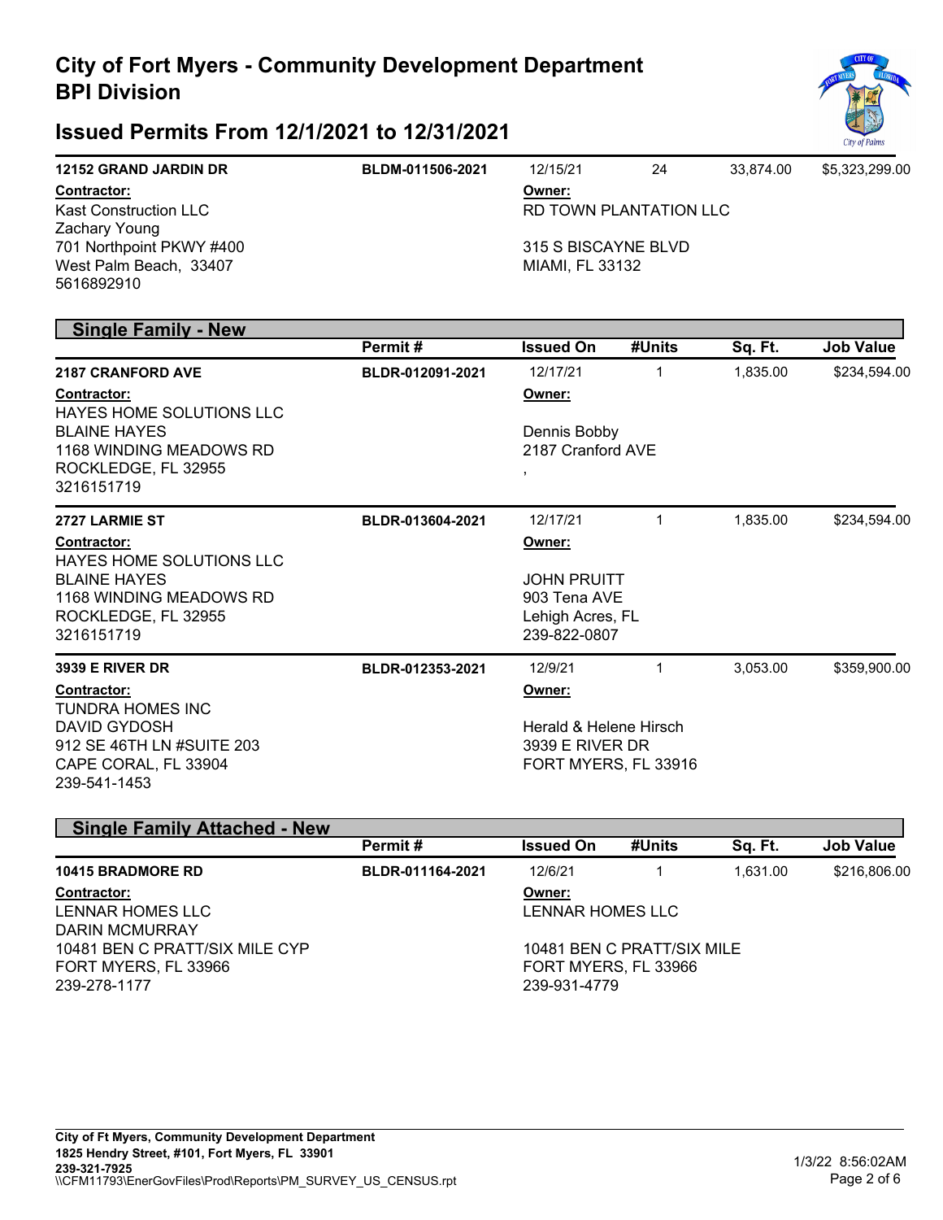# City of Fort Myers - Community Development Department
# BPI Division

## Issued Permits From 12/1/2021 to 12/31/2021

| | Permit # | Issued On | #Units | Sq. Ft. | Job Value |
|---|---|---|---|---|---|
| **12152 GRAND JARDIN DR** | BLDM-011506-2021 | 12/15/21 | 24 | 33,874.00 | $5,323,299.00 |

**Contractor:**
Kast Construction LLC
Zachary Young
701 Northpoint PKWY #400
West Palm Beach, 33407
5616892910

**Owner:**
RD TOWN PLANTATION LLC

315 S BISCAYNE BLVD
MIAMI, FL 33132

### Single Family - New

| | Permit # | Issued On | #Units | Sq. Ft. | Job Value |
|---|---|---|---|---|---|
| **2187 CRANFORD AVE** | BLDR-012091-2021 | 12/17/21 | 1 | 1,835.00 | $234,594.00 |

**Contractor:**
HAYES HOME SOLUTIONS LLC
BLAINE HAYES
1168 WINDING MEADOWS RD
ROCKLEDGE, FL 32955
3216151719

**Owner:**

Dennis Bobby
2187 Cranford AVE
,

| | Permit # | Issued On | #Units | Sq. Ft. | Job Value |
|---|---|---|---|---|---|
| **2727 LARMIE ST** | BLDR-013604-2021 | 12/17/21 | 1 | 1,835.00 | $234,594.00 |

**Contractor:**
HAYES HOME SOLUTIONS LLC
BLAINE HAYES
1168 WINDING MEADOWS RD
ROCKLEDGE, FL 32955
3216151719

**Owner:**

JOHN PRUITT
903 Tena AVE
Lehigh Acres, FL
239-822-0807

| | Permit # | Issued On | #Units | Sq. Ft. | Job Value |
|---|---|---|---|---|---|
| **3939 E RIVER DR** | BLDR-012353-2021 | 12/9/21 | 1 | 3,053.00 | $359,900.00 |

**Contractor:**
TUNDRA HOMES INC
DAVID GYDOSH
912 SE 46TH LN #SUITE 203
CAPE CORAL, FL 33904
239-541-1453

**Owner:**

Herald & Helene Hirsch
3939 E RIVER DR
FORT MYERS, FL 33916

### Single Family Attached - New

| | Permit # | Issued On | #Units | Sq. Ft. | Job Value |
|---|---|---|---|---|---|
| **10415 BRADMORE RD** | BLDR-011164-2021 | 12/6/21 | 1 | 1,631.00 | $216,806.00 |

**Contractor:**
LENNAR HOMES LLC
DARIN MCMURRAY
10481 BEN C PRATT/SIX MILE CYP
FORT MYERS, FL 33966
239-278-1177

**Owner:**
LENNAR HOMES LLC

10481 BEN C PRATT/SIX MILE
FORT MYERS, FL 33966
239-931-4779

City of Ft Myers, Community Development Department
1825 Hendry Street, #101, Fort Myers, FL 33901
239-321-7925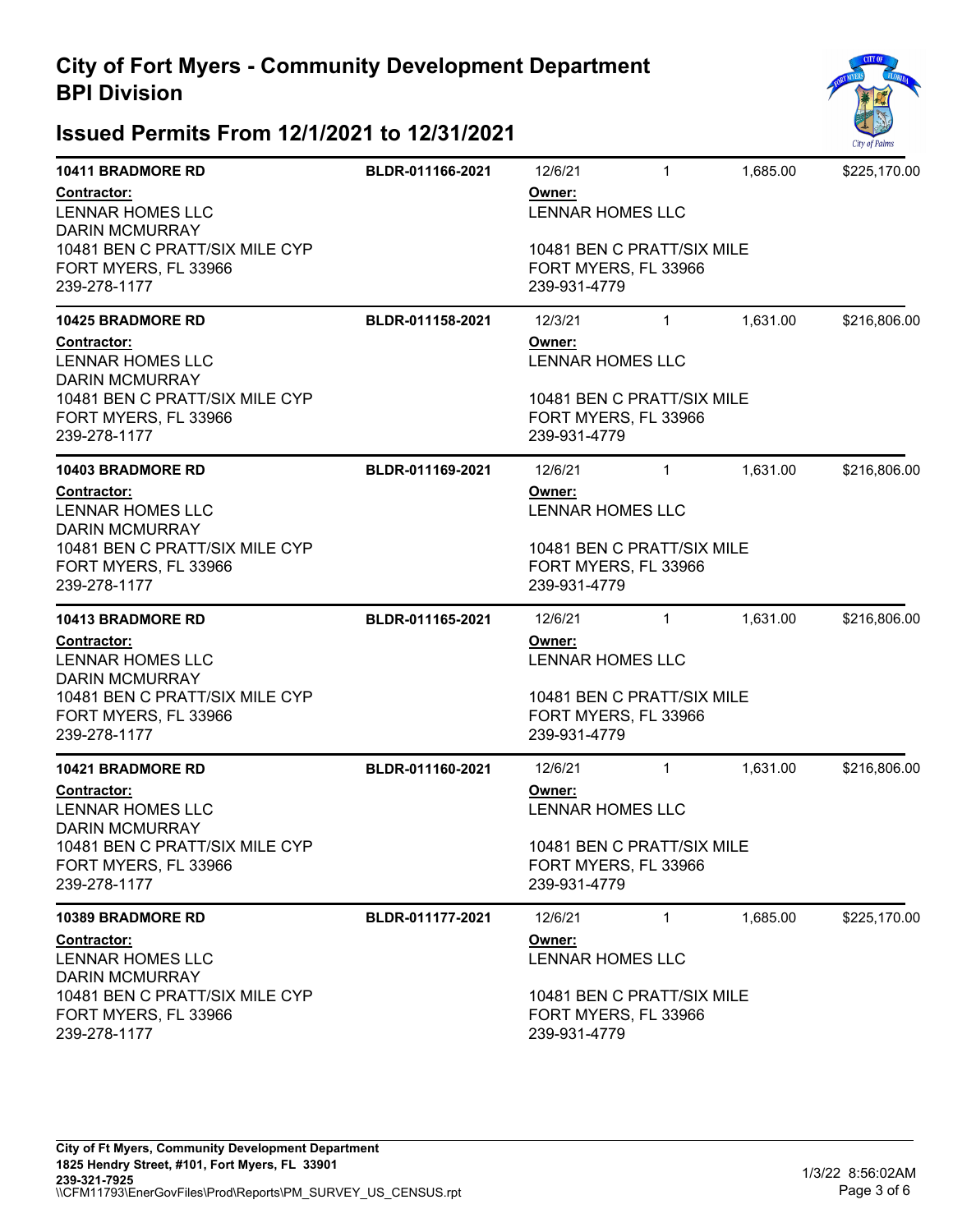# City of Fort Myers - Community Development Department
## BPI Division

## Issued Permits From 12/1/2021 to 12/31/2021

---

**10411 BRADMORE RD** | **BLDR-011166-2021** | 12/6/21 | 1 | 1,685.00 | $225,170.00

**Contractor:**
LENNAR HOMES LLC
DARIN MCMURRAY
10481 BEN C PRATT/SIX MILE CYP
FORT MYERS, FL 33966
239-278-1177

**Owner:**
LENNAR HOMES LLC

10481 BEN C PRATT/SIX MILE
FORT MYERS, FL 33966
239-931-4779

---

**10425 BRADMORE RD** | **BLDR-011158-2021** | 12/3/21 | 1 | 1,631.00 | $216,806.00

**Contractor:**
LENNAR HOMES LLC
DARIN MCMURRAY
10481 BEN C PRATT/SIX MILE CYP
FORT MYERS, FL 33966
239-278-1177

**Owner:**
LENNAR HOMES LLC

10481 BEN C PRATT/SIX MILE
FORT MYERS, FL 33966
239-931-4779

---

**10403 BRADMORE RD** | **BLDR-011169-2021** | 12/6/21 | 1 | 1,631.00 | $216,806.00

**Contractor:**
LENNAR HOMES LLC
DARIN MCMURRAY
10481 BEN C PRATT/SIX MILE CYP
FORT MYERS, FL 33966
239-278-1177

**Owner:**
LENNAR HOMES LLC

10481 BEN C PRATT/SIX MILE
FORT MYERS, FL 33966
239-931-4779

---

**10413 BRADMORE RD** | **BLDR-011165-2021** | 12/6/21 | 1 | 1,631.00 | $216,806.00

**Contractor:**
LENNAR HOMES LLC
DARIN MCMURRAY
10481 BEN C PRATT/SIX MILE CYP
FORT MYERS, FL 33966
239-278-1177

**Owner:**
LENNAR HOMES LLC

10481 BEN C PRATT/SIX MILE
FORT MYERS, FL 33966
239-931-4779

---

**10421 BRADMORE RD** | **BLDR-011160-2021** | 12/6/21 | 1 | 1,631.00 | $216,806.00

**Contractor:**
LENNAR HOMES LLC
DARIN MCMURRAY
10481 BEN C PRATT/SIX MILE CYP
FORT MYERS, FL 33966
239-278-1177

**Owner:**
LENNAR HOMES LLC

10481 BEN C PRATT/SIX MILE
FORT MYERS, FL 33966
239-931-4779

---

**10389 BRADMORE RD** | **BLDR-011177-2021** | 12/6/21 | 1 | 1,685.00 | $225,170.00

**Contractor:**
LENNAR HOMES LLC
DARIN MCMURRAY
10481 BEN C PRATT/SIX MILE CYP
FORT MYERS, FL 33966
239-278-1177

**Owner:**
LENNAR HOMES LLC

10481 BEN C PRATT/SIX MILE
FORT MYERS, FL 33966
239-931-4779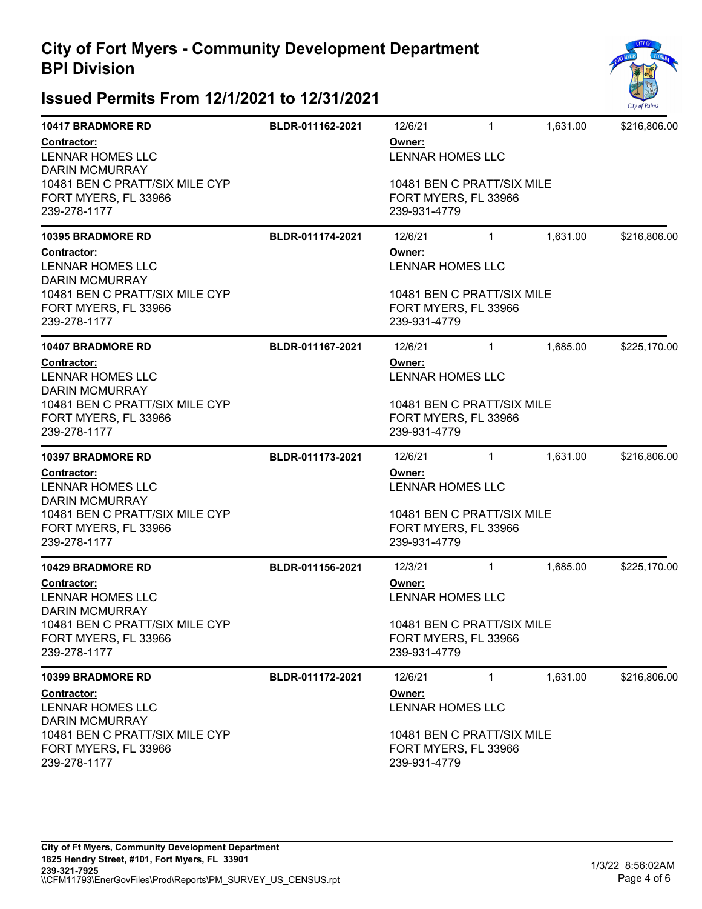# City of Fort Myers - Community Development Department
# BPI Division

## Issued Permits From 12/1/2021 to 12/31/2021

**10417 BRADMORE RD** | **BLDR-011162-2021** | 12/6/21 | 1 | 1,631.00 | $216,806.00

**Contractor:**
LENNAR HOMES LLC
DARIN MCMURRAY
10481 BEN C PRATT/SIX MILE CYP
FORT MYERS, FL 33966
239-278-1177

**Owner:**
LENNAR HOMES LLC

10481 BEN C PRATT/SIX MILE
FORT MYERS, FL 33966
239-931-4779

---

**10395 BRADMORE RD** | **BLDR-011174-2021** | 12/6/21 | 1 | 1,631.00 | $216,806.00

**Contractor:**
LENNAR HOMES LLC
DARIN MCMURRAY
10481 BEN C PRATT/SIX MILE CYP
FORT MYERS, FL 33966
239-278-1177

**Owner:**
LENNAR HOMES LLC

10481 BEN C PRATT/SIX MILE
FORT MYERS, FL 33966
239-931-4779

---

**10407 BRADMORE RD** | **BLDR-011167-2021** | 12/6/21 | 1 | 1,685.00 | $225,170.00

**Contractor:**
LENNAR HOMES LLC
DARIN MCMURRAY
10481 BEN C PRATT/SIX MILE CYP
FORT MYERS, FL 33966
239-278-1177

**Owner:**
LENNAR HOMES LLC

10481 BEN C PRATT/SIX MILE
FORT MYERS, FL 33966
239-931-4779

---

**10397 BRADMORE RD** | **BLDR-011173-2021** | 12/6/21 | 1 | 1,631.00 | $216,806.00

**Contractor:**
LENNAR HOMES LLC
DARIN MCMURRAY
10481 BEN C PRATT/SIX MILE CYP
FORT MYERS, FL 33966
239-278-1177

**Owner:**
LENNAR HOMES LLC

10481 BEN C PRATT/SIX MILE
FORT MYERS, FL 33966
239-931-4779

---

**10429 BRADMORE RD** | **BLDR-011156-2021** | 12/3/21 | 1 | 1,685.00 | $225,170.00

**Contractor:**
LENNAR HOMES LLC
DARIN MCMURRAY
10481 BEN C PRATT/SIX MILE CYP
FORT MYERS, FL 33966
239-278-1177

**Owner:**
LENNAR HOMES LLC

10481 BEN C PRATT/SIX MILE
FORT MYERS, FL 33966
239-931-4779

---

**10399 BRADMORE RD** | **BLDR-011172-2021** | 12/6/21 | 1 | 1,631.00 | $216,806.00

**Contractor:**
LENNAR HOMES LLC
DARIN MCMURRAY
10481 BEN C PRATT/SIX MILE CYP
FORT MYERS, FL 33966
239-278-1177

**Owner:**
LENNAR HOMES LLC

10481 BEN C PRATT/SIX MILE
FORT MYERS, FL 33966
239-931-4779

---

**City of Ft Myers, Community Development Department**
**1825 Hendry Street, #101, Fort Myers, FL 33901**
**239-321-7925**
\\CFM11793\EnerGovFiles\Prod\Reports\PM_SURVEY_US_CENSUS.rpt

1/3/22 8:56:02AM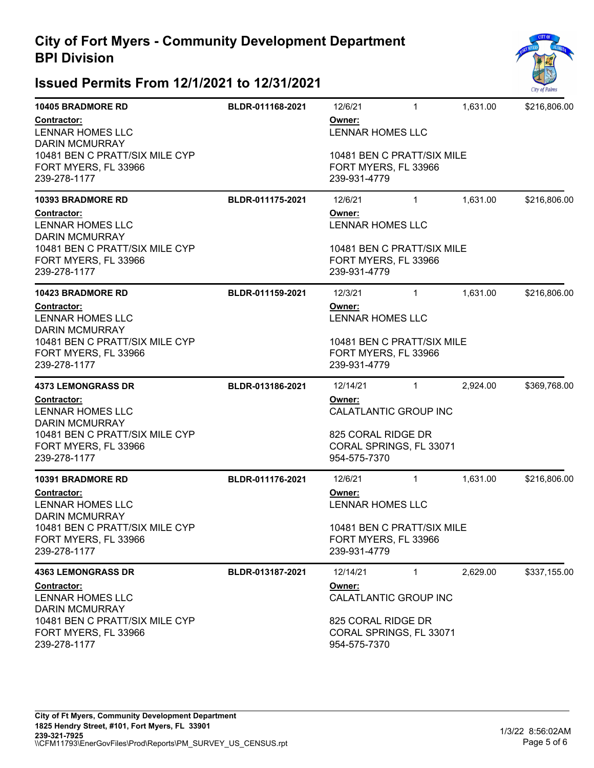# City of Fort Myers - Community Development Department
# BPI Division

## Issued Permits From 12/1/2021 to 12/31/2021

| Address | Permit # | Issued | Units | Sq Ft | Value |
|---|---|---|---|---|---|
| **10405 BRADMORE RD** | **BLDR-011168-2021** | 12/6/21 | 1 | 1,631.00 | $216,806.00 |

**Contractor:**
LENNAR HOMES LLC
DARIN MCMURRAY
10481 BEN C PRATT/SIX MILE CYP
FORT MYERS, FL 33966
239-278-1177

**Owner:**
LENNAR HOMES LLC

10481 BEN C PRATT/SIX MILE
FORT MYERS, FL 33966
239-931-4779

---

| Address | Permit # | Issued | Units | Sq Ft | Value |
|---|---|---|---|---|---|
| **10393 BRADMORE RD** | **BLDR-011175-2021** | 12/6/21 | 1 | 1,631.00 | $216,806.00 |

**Contractor:**
LENNAR HOMES LLC
DARIN MCMURRAY
10481 BEN C PRATT/SIX MILE CYP
FORT MYERS, FL 33966
239-278-1177

**Owner:**
LENNAR HOMES LLC

10481 BEN C PRATT/SIX MILE
FORT MYERS, FL 33966
239-931-4779

---

| Address | Permit # | Issued | Units | Sq Ft | Value |
|---|---|---|---|---|---|
| **10423 BRADMORE RD** | **BLDR-011159-2021** | 12/3/21 | 1 | 1,631.00 | $216,806.00 |

**Contractor:**
LENNAR HOMES LLC
DARIN MCMURRAY
10481 BEN C PRATT/SIX MILE CYP
FORT MYERS, FL 33966
239-278-1177

**Owner:**
LENNAR HOMES LLC

10481 BEN C PRATT/SIX MILE
FORT MYERS, FL 33966
239-931-4779

---

| Address | Permit # | Issued | Units | Sq Ft | Value |
|---|---|---|---|---|---|
| **4373 LEMONGRASS DR** | **BLDR-013186-2021** | 12/14/21 | 1 | 2,924.00 | $369,768.00 |

**Contractor:**
LENNAR HOMES LLC
DARIN MCMURRAY
10481 BEN C PRATT/SIX MILE CYP
FORT MYERS, FL 33966
239-278-1177

**Owner:**
CALATLANTIC GROUP INC

825 CORAL RIDGE DR
CORAL SPRINGS, FL 33071
954-575-7370

---

| Address | Permit # | Issued | Units | Sq Ft | Value |
|---|---|---|---|---|---|
| **10391 BRADMORE RD** | **BLDR-011176-2021** | 12/6/21 | 1 | 1,631.00 | $216,806.00 |

**Contractor:**
LENNAR HOMES LLC
DARIN MCMURRAY
10481 BEN C PRATT/SIX MILE CYP
FORT MYERS, FL 33966
239-278-1177

**Owner:**
LENNAR HOMES LLC

10481 BEN C PRATT/SIX MILE
FORT MYERS, FL 33966
239-931-4779

---

| Address | Permit # | Issued | Units | Sq Ft | Value |
|---|---|---|---|---|---|
| **4363 LEMONGRASS DR** | **BLDR-013187-2021** | 12/14/21 | 1 | 2,629.00 | $337,155.00 |

**Contractor:**
LENNAR HOMES LLC
DARIN MCMURRAY
10481 BEN C PRATT/SIX MILE CYP
FORT MYERS, FL 33966
239-278-1177

**Owner:**
CALATLANTIC GROUP INC

825 CORAL RIDGE DR
CORAL SPRINGS, FL 33071
954-575-7370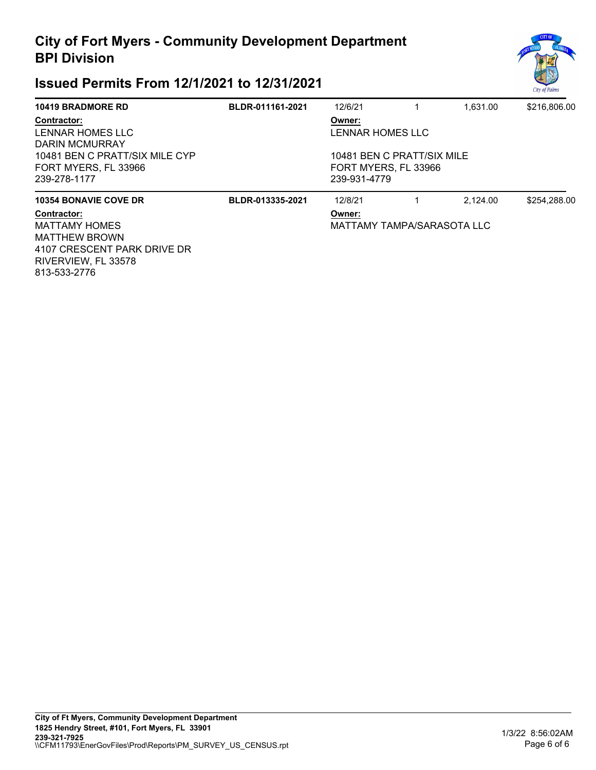# City of Fort Myers - Community Development Department
# BPI Division

## Issued Permits From 12/1/2021 to 12/31/2021

| | | | | | |
|---|---|---|---|---|---|
| **10419 BRADMORE RD** | **BLDR-011161-2021** | 12/6/21 | 1 | 1,631.00 | $216,806.00 |

**Contractor:**
LENNAR HOMES LLC
DARIN MCMURRAY
10481 BEN C PRATT/SIX MILE CYP
FORT MYERS, FL 33966
239-278-1177

**Owner:**
LENNAR HOMES LLC

10481 BEN C PRATT/SIX MILE
FORT MYERS, FL 33966
239-931-4779

| | | | | | |
|---|---|---|---|---|---|
| **10354 BONAVIE COVE DR** | **BLDR-013335-2021** | 12/8/21 | 1 | 2,124.00 | $254,288.00 |

**Contractor:**
MATTAMY HOMES
MATTHEW BROWN
4107 CRESCENT PARK DRIVE DR
RIVERVIEW, FL 33578
813-533-2776

**Owner:**
MATTAMY TAMPA/SARASOTA LLC

**City of Ft Myers, Community Development Department**
**1825 Hendry Street, #101, Fort Myers, FL 33901**
**239-321-7925**
\\CFM11793\EnerGovFiles\Prod\Reports\PM_SURVEY_US_CENSUS.rpt

1/3/22 8:56:02AM